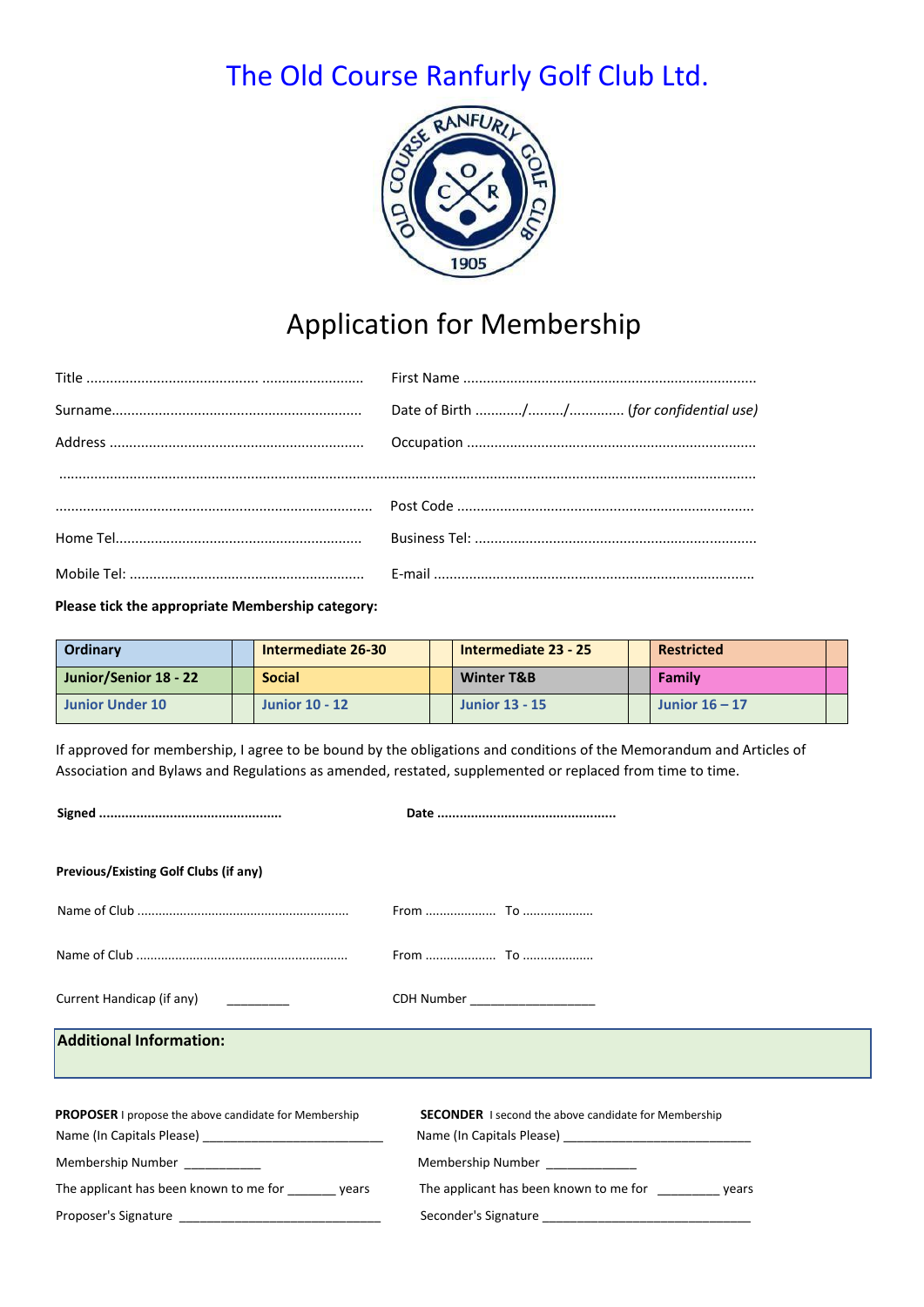# The Old Course Ranfurly Golf Club Ltd.

## Application for Membership

Title .......................................... ..........................  First Name ..........................................................................

Surname................................................................  Date of Birth ............/........./............. (*for confidential use)*

Address ................................................................  Occupation ........................................................................

...............................................................................................................................................................................

...............................................................................  Post Code ..........................................................................

Home Tel..............................................................  Business Tel: .......................................................................

Mobile Tel: ...........................................................  E-mail .................................................................................

**Please tick the appropriate Membership category:**

| **Ordinary** | | **Intermediate 26-30** | | **Intermediate 23 - 25** | | **Restricted** | |
|---|---|---|---|---|---|---|---|
| **Junior/Senior 18 - 22** | | **Social** | | **Winter T&B** | | **Family** | |
| **Junior Under 10** | | **Junior 10 - 12** | | **Junior 13 - 15** | | **Junior 16 – 17** | |

If approved for membership, I agree to be bound by the obligations and conditions of the Memorandum and Articles of Association and Bylaws and Regulations as amended, restated, supplemented or replaced from time to time.

**Signed ................................................**  **Date ...............................................**

**Previous/Existing Golf Clubs (if any)**

Name of Club ..........................................................  From ....................  To ....................

Name of Club ..........................................................  From ....................  To ....................

Current Handicap (if any) _________  CDH Number __________________

**Additional Information:**

**PROPOSER** I propose the above candidate for Membership

Name (In Capitals Please) __________________________

Membership Number ___________

The applicant has been known to me for _______ years

Proposer's Signature _____________________________

**SECONDER** I second the above candidate for Membership

Name (In Capitals Please) __________________________

Membership Number _____________

The applicant has been known to me for _________ years

Seconder's Signature ______________________________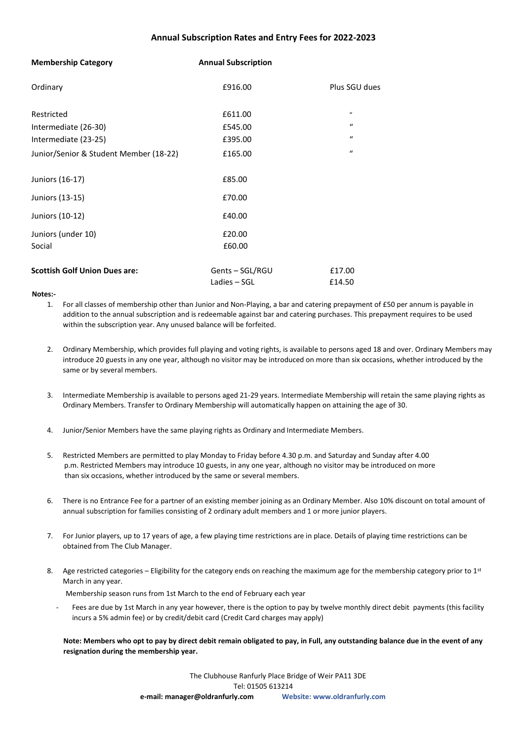## Annual Subscription Rates and Entry Fees for 2022-2023

| Membership Category | Annual Subscription | |
|---|---|---|
| Ordinary | £916.00 | Plus SGU dues |
| Restricted | £611.00 | " |
| Intermediate (26-30) | £545.00 | " |
| Intermediate (23-25) | £395.00 | " |
| Junior/Senior & Student Member (18-22) | £165.00 | " |
| Juniors (16-17) | £85.00 | |
| Juniors (13-15) | £70.00 | |
| Juniors (10-12) | £40.00 | |
| Juniors (under 10) | £20.00 | |
| Social | £60.00 | |
| **Scottish Golf Union Dues are:** | Gents – SGL/RGU | £17.00 |
| | Ladies – SGL | £14.50 |

**Notes:-**

1. For all classes of membership other than Junior and Non-Playing, a bar and catering prepayment of £50 per annum is payable in addition to the annual subscription and is redeemable against bar and catering purchases. This prepayment requires to be used within the subscription year. Any unused balance will be forfeited.

2. Ordinary Membership, which provides full playing and voting rights, is available to persons aged 18 and over. Ordinary Members may introduce 20 guests in any one year, although no visitor may be introduced on more than six occasions, whether introduced by the same or by several members.

3. Intermediate Membership is available to persons aged 21-29 years. Intermediate Membership will retain the same playing rights as Ordinary Members. Transfer to Ordinary Membership will automatically happen on attaining the age of 30.

4. Junior/Senior Members have the same playing rights as Ordinary and Intermediate Members.

5. Restricted Members are permitted to play Monday to Friday before 4.30 p.m. and Saturday and Sunday after 4.00 p.m. Restricted Members may introduce 10 guests, in any one year, although no visitor may be introduced on more than six occasions, whether introduced by the same or several members.

6. There is no Entrance Fee for a partner of an existing member joining as an Ordinary Member. Also 10% discount on total amount of annual subscription for families consisting of 2 ordinary adult members and 1 or more junior players.

7. For Junior players, up to 17 years of age, a few playing time restrictions are in place. Details of playing time restrictions can be obtained from The Club Manager.

8. Age restricted categories – Eligibility for the category ends on reaching the maximum age for the membership category prior to 1st March in any year.

   Membership season runs from 1st March to the end of February each year

   - Fees are due by 1st March in any year however, there is the option to pay by twelve monthly direct debit payments (this facility incurs a 5% admin fee) or by credit/debit card (Credit Card charges may apply)

**Note: Members who opt to pay by direct debit remain obligated to pay, in Full, any outstanding balance due in the event of any resignation during the membership year.**

The Clubhouse Ranfurly Place Bridge of Weir PA11 3DE
Tel: 01505 613214
**e-mail: manager@oldranfurly.com** **Website: www.oldranfurly.com**